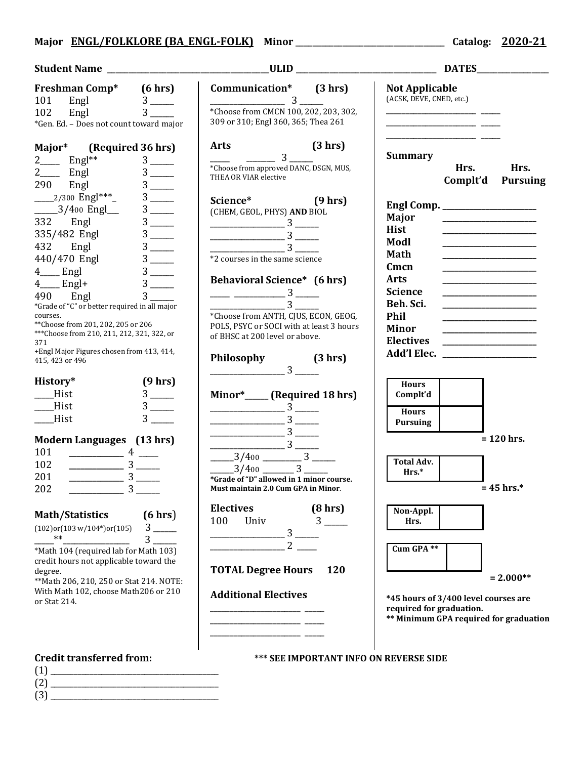**Major ENGL/FOLKLORE (BA_ENGL-FOLK) Minor ______________________ Catalog: 2020-21**

**Student Name ______________________ ULID ______________________ DATES__________**

### Freshman Comp* (6 hrs)

101 Engl 3 _____
102 Engl 3 _____

*Gen. Ed. – Does not count toward major

### Major* (Required 36 hrs)

2____ Engl** 3 _____
2____ Engl 3 _____
290 Engl 3 _____
____2/300 Engl***_ 3 _____
_____3/400 Engl___ 3 _____
332 Engl 3 _____
335/482 Engl 3 _____
432 Engl 3 _____
440/470 Engl 3 _____
4____ Engl 3 _____
4____ Engl+ 3 _____
490 Engl 3 _____

*Grade of "C" or better required in all major courses.
**Choose from 201, 202, 205 or 206
***Choose from 210, 211, 212, 321, 322, or 371
+Engl Major Figures chosen from 413, 414, 415, 423 or 496

### History* (9 hrs)

____Hist 3 _____
____Hist 3 _____
____Hist 3 _____

### Modern Languages (13 hrs)

101 __________ 4 ____
102 __________ 3 _____
201 __________ 3 _____
202 __________ 3 _____

### Math/Statistics (6 hrs)

(102)or(103 w/104*)or(105) 3 _____
_____** ______________ 3 _____

*Math 104 (required lab for Math 103) credit hours not applicable toward the degree.
**Math 206, 210, 250 or Stat 214. NOTE: With Math 102, choose Math206 or 210 or Stat 214.

### Communication* (3 hrs)

______________ 3 _____

*Choose from CMCN 100, 202, 203, 302, 309 or 310; Engl 360, 365; Thea 261

### Arts (3 hrs)

____ ______ 3 _____

*Choose from approved DANC, DSGN, MUS, THEA OR VIAR elective

### Science* (9 hrs)

(CHEM, GEOL, PHYS) **AND** BIOL

______________ 3 _____
______________ 3 _____
______________ 3 _____

*2 courses in the same science

### Behavioral Science* (6 hrs)

____ __________ 3 _____
______________ 3 _____

*Choose from ANTH, CJUS, ECON, GEOG, POLS, PSYC or SOCI with at least 3 hours of BHSC at 200 level or above.

### Philosophy (3 hrs)

______________ 3 _____

### Minor*_____ (Required 18 hrs)

______________ 3 _____
______________ 3 _____
______________ 3 _____
______________ 3 _____
_____3/400 ________ 3 _____
_____3/400 ________ 3 _____

**\*Grade of "D" allowed in 1 minor course. Must maintain 2.0 Cum GPA in Minor.**

### Electives (8 hrs)

100 Univ 3 _____
______________ 3 _____
______________ 2 ____

### TOTAL Degree Hours 120

### Additional Electives

__________________ _____
__________________ _____
__________________ _____

### Not Applicable

(ACSK, DEVE, CNED, etc.)

__________________ _____
__________________ _____
__________________ _____

### Summary

| | Hrs. Complt'd | Hrs. Pursuing |
|---|---|---|
| Engl Comp. | | |
| Major | | |
| Hist | | |
| Modl | | |
| Math | | |
| Cmcn | | |
| Arts | | |
| Science | | |
| Beh. Sci. | | |
| Phil | | |
| Minor | | |
| Electives | | |
| Add'l Elec. | | |

| Hours Complt'd | |
|---|---|
| Hours Pursuing | |

**= 120 hrs.**

| Total Adv. Hrs.* | |
|---|---|

**= 45 hrs.***

| Non-Appl. Hrs. | |
|---|---|

| Cum GPA ** | |
|---|---|

**= 2.000****

**\*45 hours of 3/400 level courses are required for graduation.**
**\*\* Minimum GPA required for graduation**

### Credit transferred from:

(1) ______________________
(2) ______________________
(3) ______________________

**\*\*\* SEE IMPORTANT INFO ON REVERSE SIDE**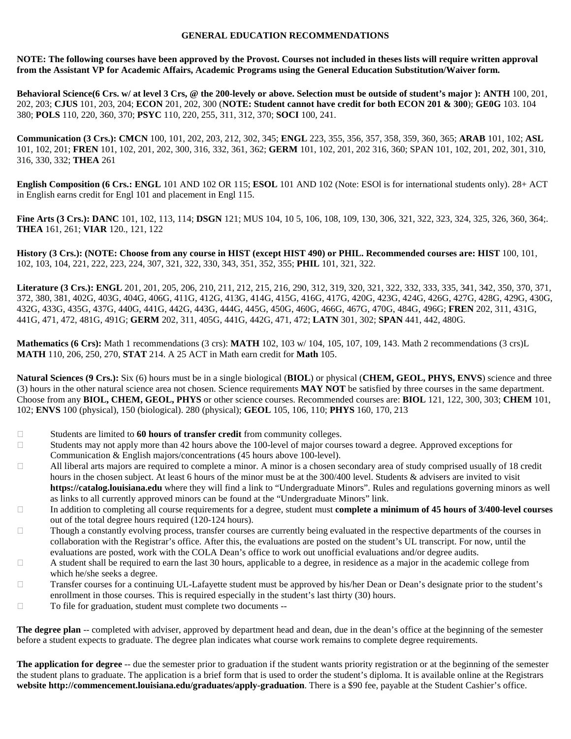# GENERAL EDUCATION RECOMMENDATIONS

**NOTE: The following courses have been approved by the Provost. Courses not included in theses lists will require written approval from the Assistant VP for Academic Affairs, Academic Programs using the General Education Substitution/Waiver form.**

**Behavioral Science(6 Crs. w/ at level 3 Crs, @ the 200-levely or above. Selection must be outside of student's major ): ANTH** 100, 201, 202, 203; **CJUS** 101, 203, 204; **ECON** 201, 202, 300 (**NOTE: Student cannot have credit for both ECON 201 & 300**); **GE0G** 103. 104 380; **POLS** 110, 220, 360, 370; **PSYC** 110, 220, 255, 311, 312, 370; **SOCI** 100, 241.

**Communication (3 Crs.): CMCN** 100, 101, 202, 203, 212, 302, 345; **ENGL** 223, 355, 356, 357, 358, 359, 360, 365; **ARAB** 101, 102; **ASL** 101, 102, 201; **FREN** 101, 102, 201, 202, 300, 316, 332, 361, 362; **GERM** 101, 102, 201, 202 316, 360; SPAN 101, 102, 201, 202, 301, 310, 316, 330, 332; **THEA** 261

**English Composition (6 Crs.: ENGL** 101 AND 102 OR 115; **ESOL** 101 AND 102 (Note: ESOl is for international students only). 28+ ACT in English earns credit for Engl 101 and placement in Engl 115.

**Fine Arts (3 Crs.): DANC** 101, 102, 113, 114; **DSGN** 121; MUS 104, 10 5, 106, 108, 109, 130, 306, 321, 322, 323, 324, 325, 326, 360, 364;. **THEA** 161, 261; **VIAR** 120., 121, 122

**History (3 Crs.): (NOTE: Choose from any course in HIST (except HIST 490) or PHIL. Recommended courses are: HIST** 100, 101, 102, 103, 104, 221, 222, 223, 224, 307, 321, 322, 330, 343, 351, 352, 355; **PHIL** 101, 321, 322.

**Literature (3 Crs.): ENGL** 201, 201, 205, 206, 210, 211, 212, 215, 216, 290, 312, 319, 320, 321, 322, 332, 333, 335, 341, 342, 350, 370, 371, 372, 380, 381, 402G, 403G, 404G, 406G, 411G, 412G, 413G, 414G, 415G, 416G, 417G, 420G, 423G, 424G, 426G, 427G, 428G, 429G, 430G, 432G, 433G, 435G, 437G, 440G, 441G, 442G, 443G, 444G, 445G, 450G, 460G, 466G, 467G, 470G, 484G, 496G; **FREN** 202, 311, 431G, 441G, 471, 472, 481G, 491G; **GERM** 202, 311, 405G, 441G, 442G, 471, 472; **LATN** 301, 302; **SPAN** 441, 442, 480G.

**Mathematics (6 Crs):** Math 1 recommendations (3 crs): **MATH** 102, 103 w/ 104, 105, 107, 109, 143. Math 2 recommendations (3 crs)L **MATH** 110, 206, 250, 270, **STAT** 214. A 25 ACT in Math earn credit for **Math** 105.

**Natural Sciences (9 Crs.):** Six (6) hours must be in a single biological (**BIOL**) or physical (**CHEM, GEOL, PHYS, ENVS**) science and three (3) hours in the other natural science area not chosen. Science requirements **MAY NOT** be satisfied by three courses in the same department. Choose from any **BIOL, CHEM, GEOL, PHYS** or other science courses. Recommended courses are: **BIOL** 121, 122, 300, 303; **CHEM** 101, 102; **ENVS** 100 (physical), 150 (biological). 280 (physical); **GEOL** 105, 106, 110; **PHYS** 160, 170, 213

- Students are limited to **60 hours of transfer credit** from community colleges.
- Students may not apply more than 42 hours above the 100-level of major courses toward a degree. Approved exceptions for Communication & English majors/concentrations (45 hours above 100-level).
- All liberal arts majors are required to complete a minor. A minor is a chosen secondary area of study comprised usually of 18 credit hours in the chosen subject. At least 6 hours of the minor must be at the 300/400 level. Students & advisers are invited to visit **https://catalog.louisiana.edu** where they will find a link to "Undergraduate Minors". Rules and regulations governing minors as well as links to all currently approved minors can be found at the "Undergraduate Minors" link.
- In addition to completing all course requirements for a degree, student must **complete a minimum of 45 hours of 3/400-level courses** out of the total degree hours required (120-124 hours).
- Though a constantly evolving process, transfer courses are currently being evaluated in the respective departments of the courses in collaboration with the Registrar's office. After this, the evaluations are posted on the student's UL transcript. For now, until the evaluations are posted, work with the COLA Dean's office to work out unofficial evaluations and/or degree audits.
- A student shall be required to earn the last 30 hours, applicable to a degree, in residence as a major in the academic college from which he/she seeks a degree.
- Transfer courses for a continuing UL-Lafayette student must be approved by his/her Dean or Dean's designate prior to the student's enrollment in those courses. This is required especially in the student's last thirty (30) hours.
- To file for graduation, student must complete two documents --

**The degree plan** -- completed with adviser, approved by department head and dean, due in the dean's office at the beginning of the semester before a student expects to graduate. The degree plan indicates what course work remains to complete degree requirements.

**The application for degree** -- due the semester prior to graduation if the student wants priority registration or at the beginning of the semester the student plans to graduate. The application is a brief form that is used to order the student's diploma. It is available online at the Registrars **website http://commencement.louisiana.edu/graduates/apply-graduation**. There is a $90 fee, payable at the Student Cashier's office.